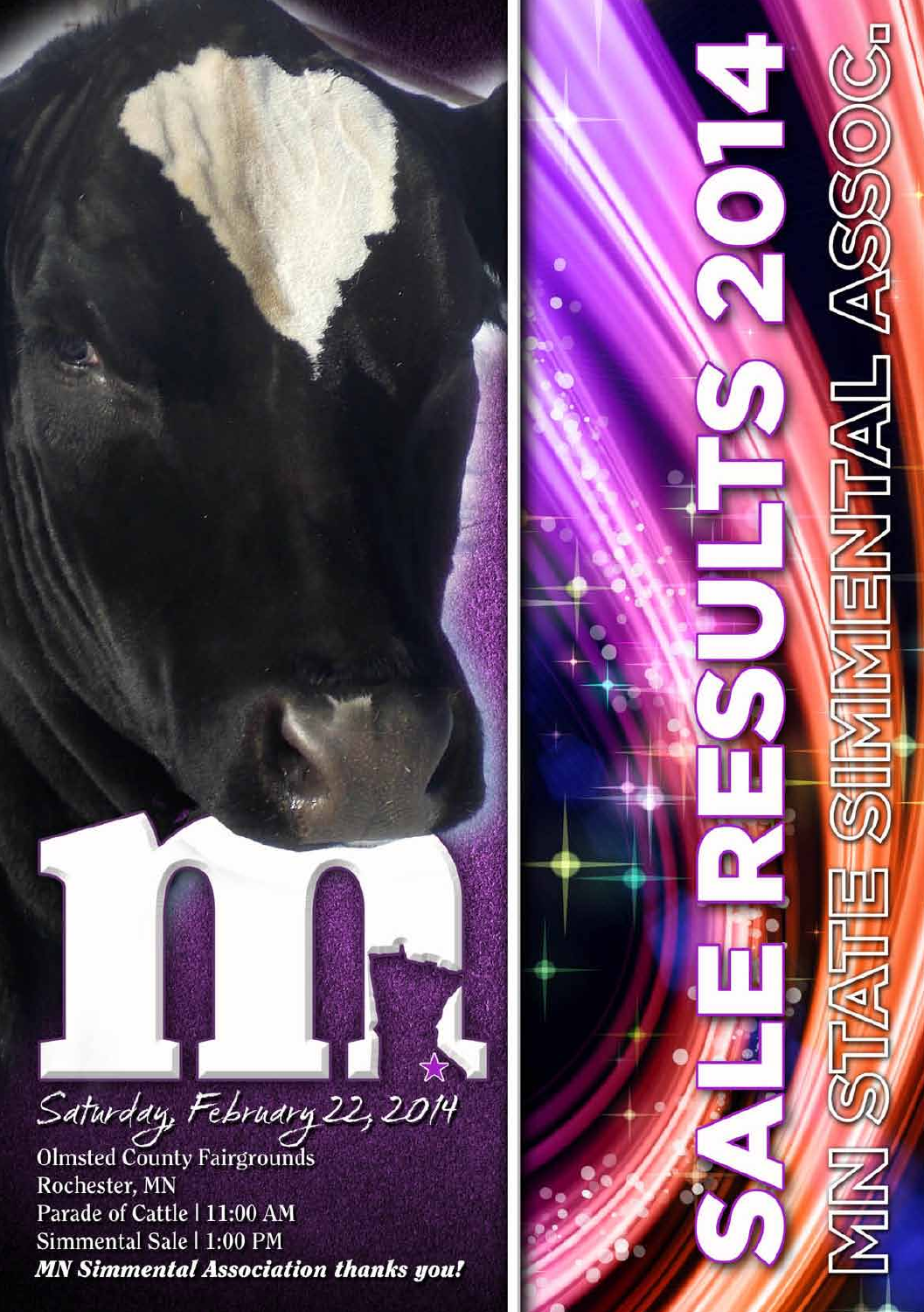# SALE RESULTS 2014

## MN STATE SIMMENTAL ASSOC.

*Saturday, February 22, 2014*

Olmsted County Fairgrounds
Rochester, MN
Parade of Cattle | 11:00 AM
Simmental Sale | 1:00 PM

***MN Simmental Association thanks you!***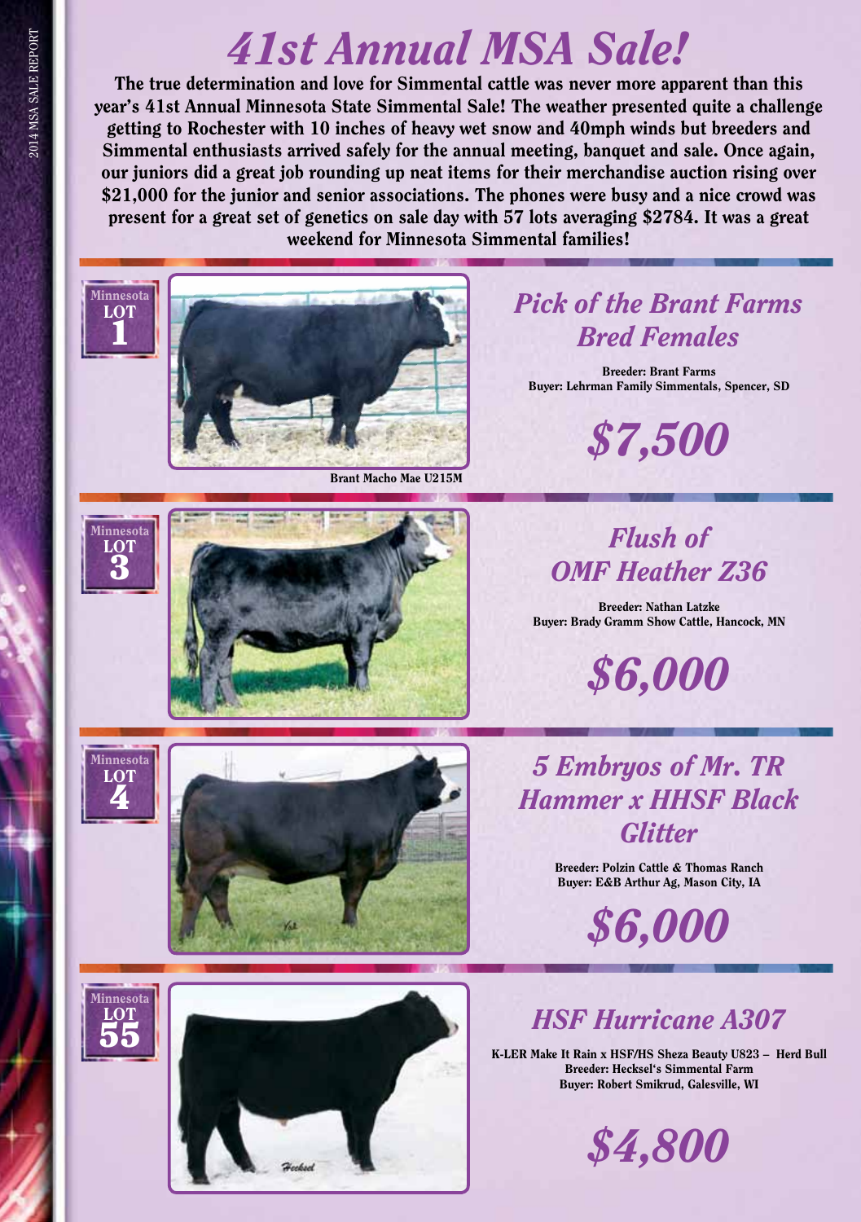# 41st Annual MSA Sale!

**The true determination and love for Simmental cattle was never more apparent than this year's 41st Annual Minnesota State Simmental Sale! The weather presented quite a challenge getting to Rochester with 10 inches of heavy wet snow and 40mph winds but breeders and Simmental enthusiasts arrived safely for the annual meeting, banquet and sale. Once again, our juniors did a great job rounding up neat items for their merchandise auction rising over $21,000 for the junior and senior associations. The phones were busy and a nice crowd was present for a great set of genetics on sale day with 57 lots averaging $2784. It was a great weekend for Minnesota Simmental families!**

Minnesota LOT 1

Brant Macho Mae U215M

## *Pick of the Brant Farms Bred Females*

**Breeder: Brant Farms**
**Buyer: Lehrman Family Simmentals, Spencer, SD**

## *$7,500*

Minnesota LOT 3

## *Flush of OMF Heather Z36*

**Breeder: Nathan Latzke**
**Buyer: Brady Gramm Show Cattle, Hancock, MN**

## *$6,000*

Minnesota LOT 4

## *5 Embryos of Mr. TR Hammer x HHSF Black Glitter*

**Breeder: Polzin Cattle & Thomas Ranch**
**Buyer: E&B Arthur Ag, Mason City, IA**

## *$6,000*

Minnesota LOT 55

## *HSF Hurricane A307*

**K-LER Make It Rain x HSF/HS Sheza Beauty U823 – Herd Bull**
**Breeder: Hecksel's Simmental Farm**
**Buyer: Robert Smikrud, Galesville, WI**

## *$4,800*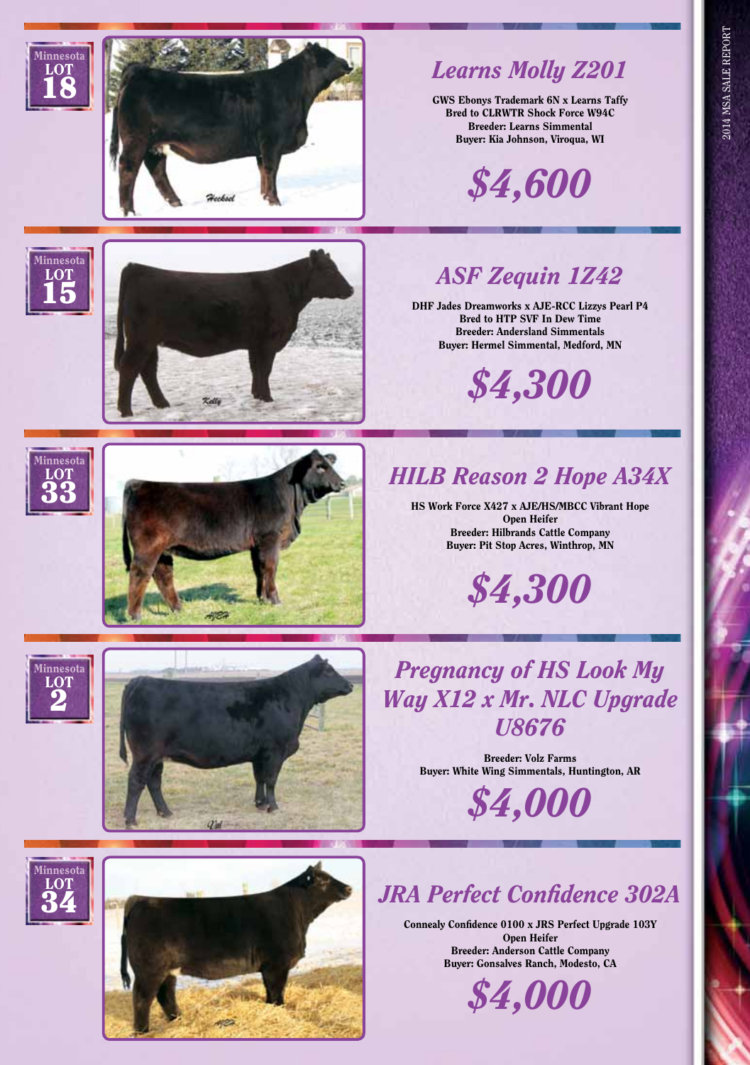Minnesota LOT 18

## *Learns Molly Z201*

**GWS Ebonys Trademark 6N x Learns Taffy**
**Bred to CLRWTR Shock Force W94C**
**Breeder: Learns Simmental**
**Buyer: Kia Johnson, Viroqua, WI**

## *$4,600*

Minnesota LOT 15

## *ASF Zequin 1Z42*

**DHF Jades Dreamworks x AJE-RCC Lizzys Pearl P4**
**Bred to HTP SVF In Dew Time**
**Breeder: Andersland Simmentals**
**Buyer: Hermel Simmental, Medford, MN**

## *$4,300*

Minnesota LOT 33

## *HILB Reason 2 Hope A34X*

**HS Work Force X427 x AJE/HS/MBCC Vibrant Hope**
**Open Heifer**
**Breeder: Hilbrands Cattle Company**
**Buyer: Pit Stop Acres, Winthrop, MN**

## *$4,300*

Minnesota LOT 2

## *Pregnancy of HS Look My Way X12 x Mr. NLC Upgrade U8676*

**Breeder: Volz Farms**
**Buyer: White Wing Simmentals, Huntington, AR**

## *$4,000*

Minnesota LOT 34

## *JRA Perfect Confidence 302A*

**Connealy Confidence 0100 x JRS Perfect Upgrade 103Y**
**Open Heifer**
**Breeder: Anderson Cattle Company**
**Buyer: Gonsalves Ranch, Modesto, CA**

## *$4,000*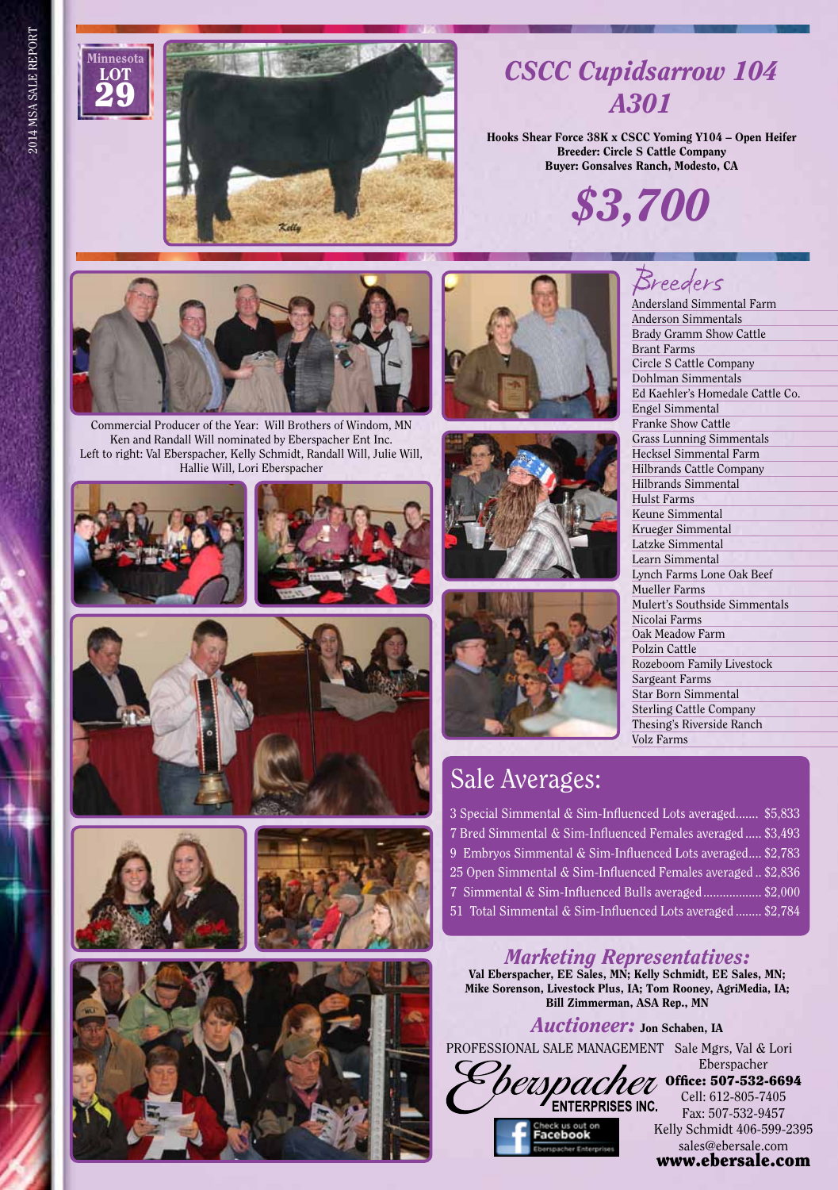Minnesota LOT 29

## CSCC Cupidsarrow 104 A301

**Hooks Shear Force 38K x CSCC Yoming Y104 – Open Heifer**
**Breeder: Circle S Cattle Company**
**Buyer: Gonsalves Ranch, Modesto, CA**

# $3,700

Commercial Producer of the Year: Will Brothers of Windom, MN
Ken and Randall Will nominated by Eberspacher Ent Inc.
Left to right: Val Eberspacher, Kelly Schmidt, Randall Will, Julie Will, Hallie Will, Lori Eberspacher

## Breeders

- Andersland Simmental Farm
- Anderson Simmentals
- Brady Gramm Show Cattle
- Brant Farms
- Circle S Cattle Company
- Dohlman Simmentals
- Ed Kaehler's Homedale Cattle Co.
- Engel Simmental
- Franke Show Cattle
- Grass Lunning Simmentals
- Hecksel Simmental Farm
- Hilbrands Cattle Company
- Hilbrands Simmental
- Hulst Farms
- Keune Simmental
- Krueger Simmental
- Latzke Simmental
- Learn Simmental
- Lynch Farms Lone Oak Beef
- Mueller Farms
- Mulert's Southside Simmentals
- Nicolai Farms
- Oak Meadow Farm
- Polzin Cattle
- Rozeboom Family Livestock
- Sargeant Farms
- Star Born Simmental
- Sterling Cattle Company
- Thesing's Riverside Ranch
- Volz Farms

## Sale Averages:

3 Special Simmental & Sim-Influenced Lots averaged....... $5,833
7 Bred Simmental & Sim-Influenced Females averaged..... $3,493
9 Embryos Simmental & Sim-Influenced Lots averaged.... $2,783
25 Open Simmental & Sim-Influenced Females averaged.. $2,836
7 Simmental & Sim-Influenced Bulls averaged.................. $2,000
51 Total Simmental & Sim-Influenced Lots averaged........ $2,784

### *Marketing Representatives:*

**Val Eberspacher, EE Sales, MN; Kelly Schmidt, EE Sales, MN; Mike Sorenson, Livestock Plus, IA; Tom Rooney, AgriMedia, IA; Bill Zimmerman, ASA Rep., MN**

### *Auctioneer:* **Jon Schaben, IA**

PROFESSIONAL SALE MANAGEMENT Sale Mgrs, Val & Lori Eberspacher

Eberspacher ENTERPRISES INC.

**Office: 507-532-6694**
Cell: 612-805-7405
Fax: 507-532-9457
Kelly Schmidt 406-599-2395
sales@ebersale.com
**www.ebersale.com**

Check us out on Facebook Eberspacher Enterprises